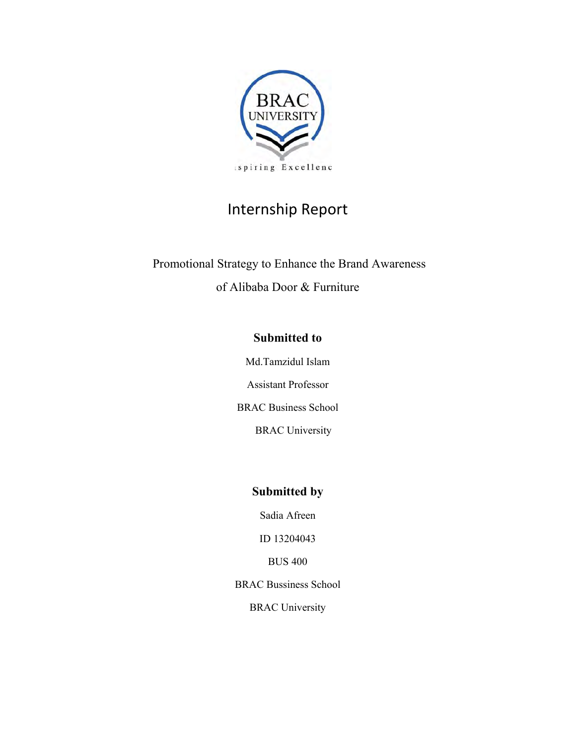# Internship Report

Promotional Strategy to Enhance the Brand Awareness of Alibaba Door & Furniture

**Submitted to**

Md.Tamzidul Islam

Assistant Professor

BRAC Business School

BRAC University

**Submitted by**

Sadia Afreen

ID 13204043

BUS 400

BRAC Bussiness School

BRAC University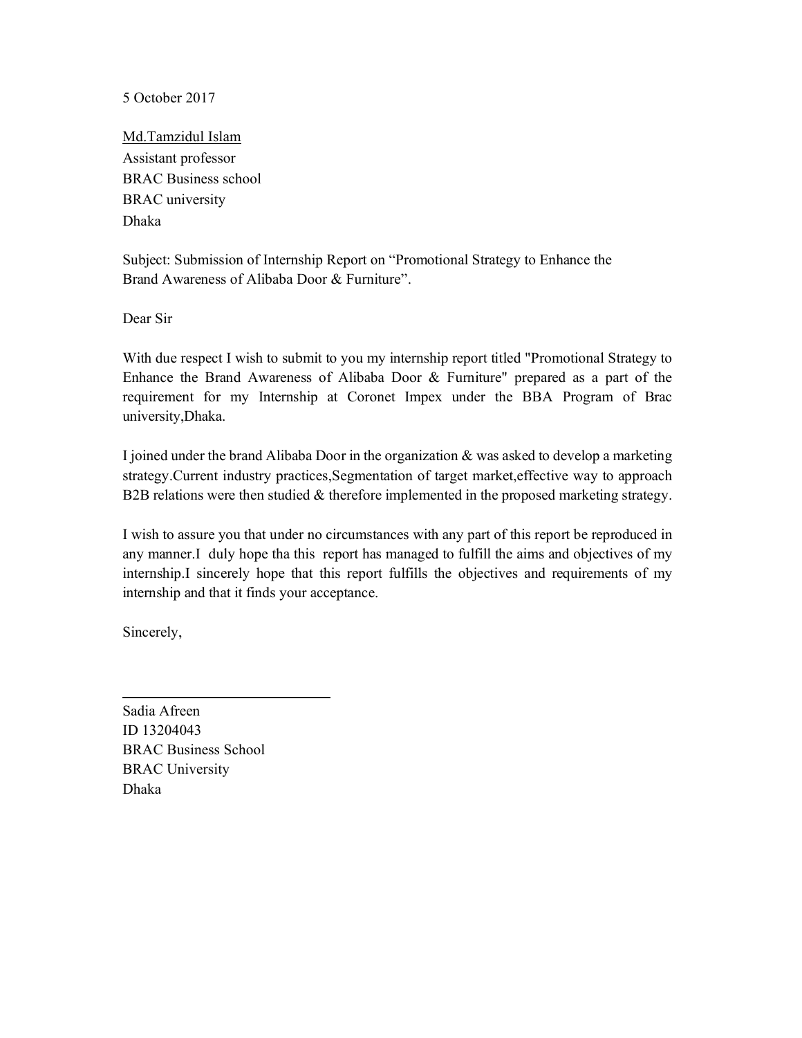5 October 2017

<u>Md.Tamzidul Islam</u>
Assistant professor
BRAC Business school
BRAC university
Dhaka

Subject: Submission of Internship Report on "Promotional Strategy to Enhance the Brand Awareness of Alibaba Door & Furniture".

Dear Sir

With due respect I wish to submit to you my internship report titled "Promotional Strategy to Enhance the Brand Awareness of Alibaba Door & Furniture" prepared as a part of the requirement for my Internship at Coronet Impex under the BBA Program of Brac university,Dhaka.

I joined under the brand Alibaba Door in the organization & was asked to develop a marketing strategy.Current industry practices,Segmentation of target market,effective way to approach B2B relations were then studied & therefore implemented in the proposed marketing strategy.

I wish to assure you that under no circumstances with any part of this report be reproduced in any manner.I duly hope tha this report has managed to fulfill the aims and objectives of my internship.I sincerely hope that this report fulfills the objectives and requirements of my internship and that it finds your acceptance.

Sincerely,

\_\_\_\_\_\_\_\_\_\_\_\_\_\_\_\_\_\_\_\_\_\_\_\_\_\_\_\_\_\_

Sadia Afreen
ID 13204043
BRAC Business School
BRAC University
Dhaka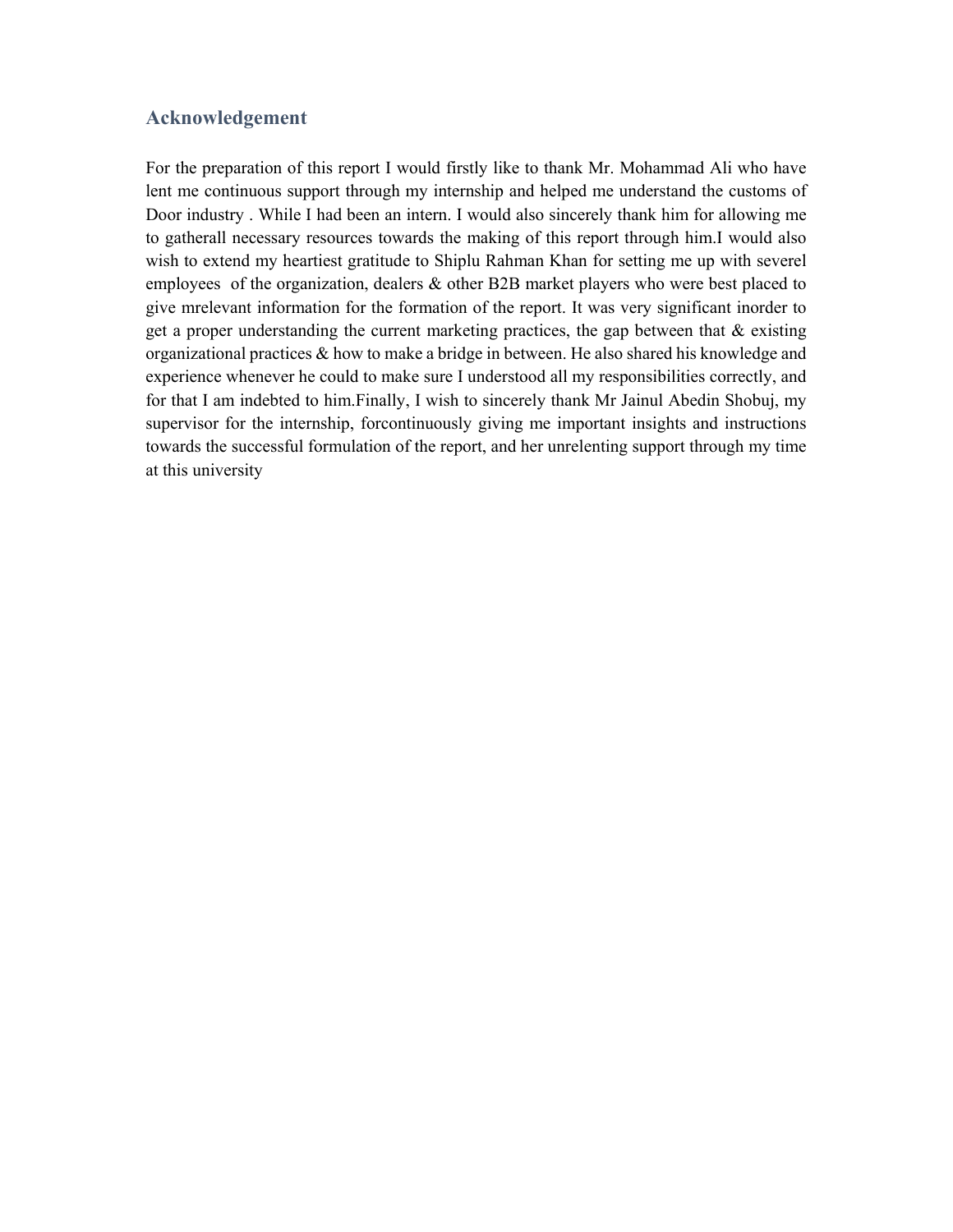## Acknowledgement

For the preparation of this report I would firstly like to thank Mr. Mohammad Ali who have lent me continuous support through my internship and helped me understand the customs of Door industry . While I had been an intern. I would also sincerely thank him for allowing me to gatherall necessary resources towards the making of this report through him.I would also wish to extend my heartiest gratitude to Shiplu Rahman Khan for setting me up with severel employees of the organization, dealers & other B2B market players who were best placed to give mrelevant information for the formation of the report. It was very significant inorder to get a proper understanding the current marketing practices, the gap between that & existing organizational practices & how to make a bridge in between. He also shared his knowledge and experience whenever he could to make sure I understood all my responsibilities correctly, and for that I am indebted to him.Finally, I wish to sincerely thank Mr Jainul Abedin Shobuj, my supervisor for the internship, forcontinuously giving me important insights and instructions towards the successful formulation of the report, and her unrelenting support through my time at this university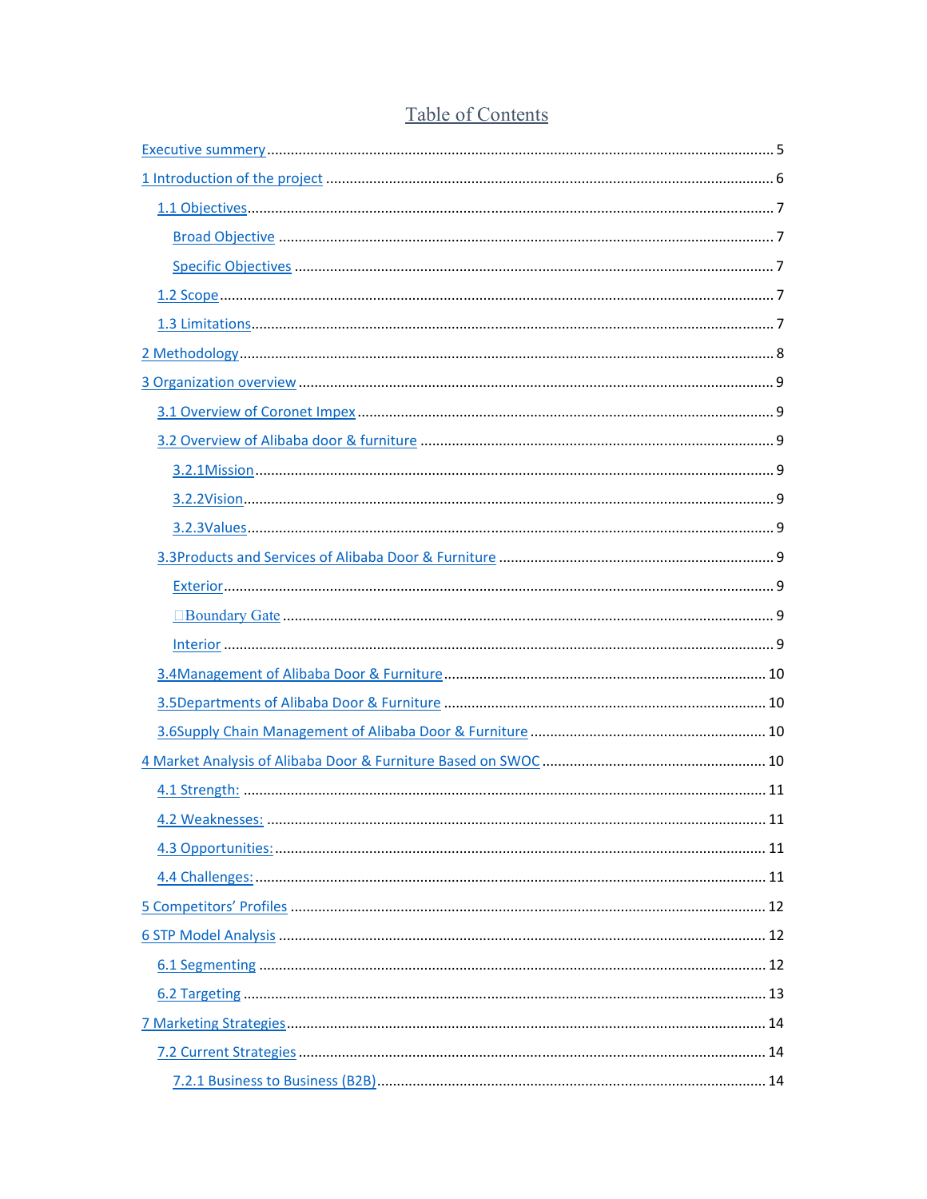# Table of Contents

Executive summery ..... 5

1 Introduction of the project ..... 6

- 1.1 Objectives ..... 7
  - Broad Objective ..... 7
  - Specific Objectives ..... 7
- 1.2 Scope ..... 7
- 1.3 Limitations ..... 7

2 Methodology ..... 8

3 Organization overview ..... 9

- 3.1 Overview of Coronet Impex ..... 9
- 3.2 Overview of Alibaba door & furniture ..... 9
  - 3.2.1Mission ..... 9
  - 3.2.2Vision ..... 9
  - 3.2.3Values ..... 9
- 3.3Products and Services of Alibaba Door & Furniture ..... 9
  - Exterior ..... 9
  - Boundary Gate ..... 9
  - Interior ..... 9
- 3.4Management of Alibaba Door & Furniture ..... 10
- 3.5Departments of Alibaba Door & Furniture ..... 10
- 3.6Supply Chain Management of Alibaba Door & Furniture ..... 10

4 Market Analysis of Alibaba Door & Furniture Based on SWOC ..... 10

- 4.1 Strength: ..... 11
- 4.2 Weaknesses: ..... 11
- 4.3 Opportunities: ..... 11
- 4.4 Challenges: ..... 11

5 Competitors' Profiles ..... 12

6 STP Model Analysis ..... 12

- 6.1 Segmenting ..... 12
- 6.2 Targeting ..... 13

7 Marketing Strategies ..... 14

- 7.2 Current Strategies ..... 14
  - 7.2.1 Business to Business (B2B) ..... 14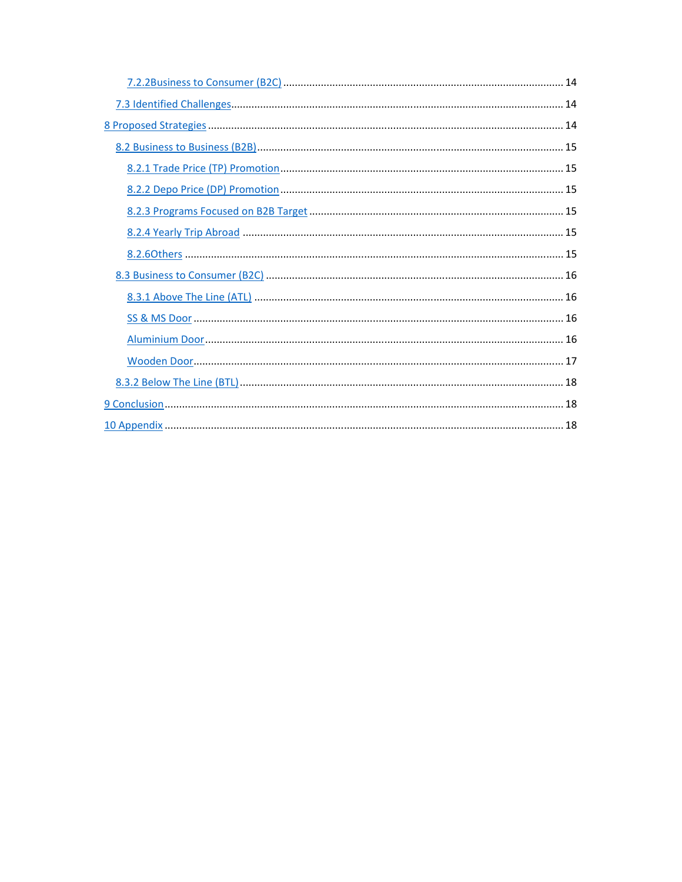7.2.2Business to Consumer (B2C) ........ 14

7.3 Identified Challenges ........ 14

8 Proposed Strategies ........ 14

8.2 Business to Business (B2B) ........ 15

8.2.1 Trade Price (TP) Promotion ........ 15

8.2.2 Depo Price (DP) Promotion ........ 15

8.2.3 Programs Focused on B2B Target ........ 15

8.2.4 Yearly Trip Abroad ........ 15

8.2.6Others ........ 15

8.3 Business to Consumer (B2C) ........ 16

8.3.1 Above The Line (ATL) ........ 16

SS & MS Door ........ 16

Aluminium Door ........ 16

Wooden Door ........ 17

8.3.2 Below The Line (BTL) ........ 18

9 Conclusion ........ 18

10 Appendix ........ 18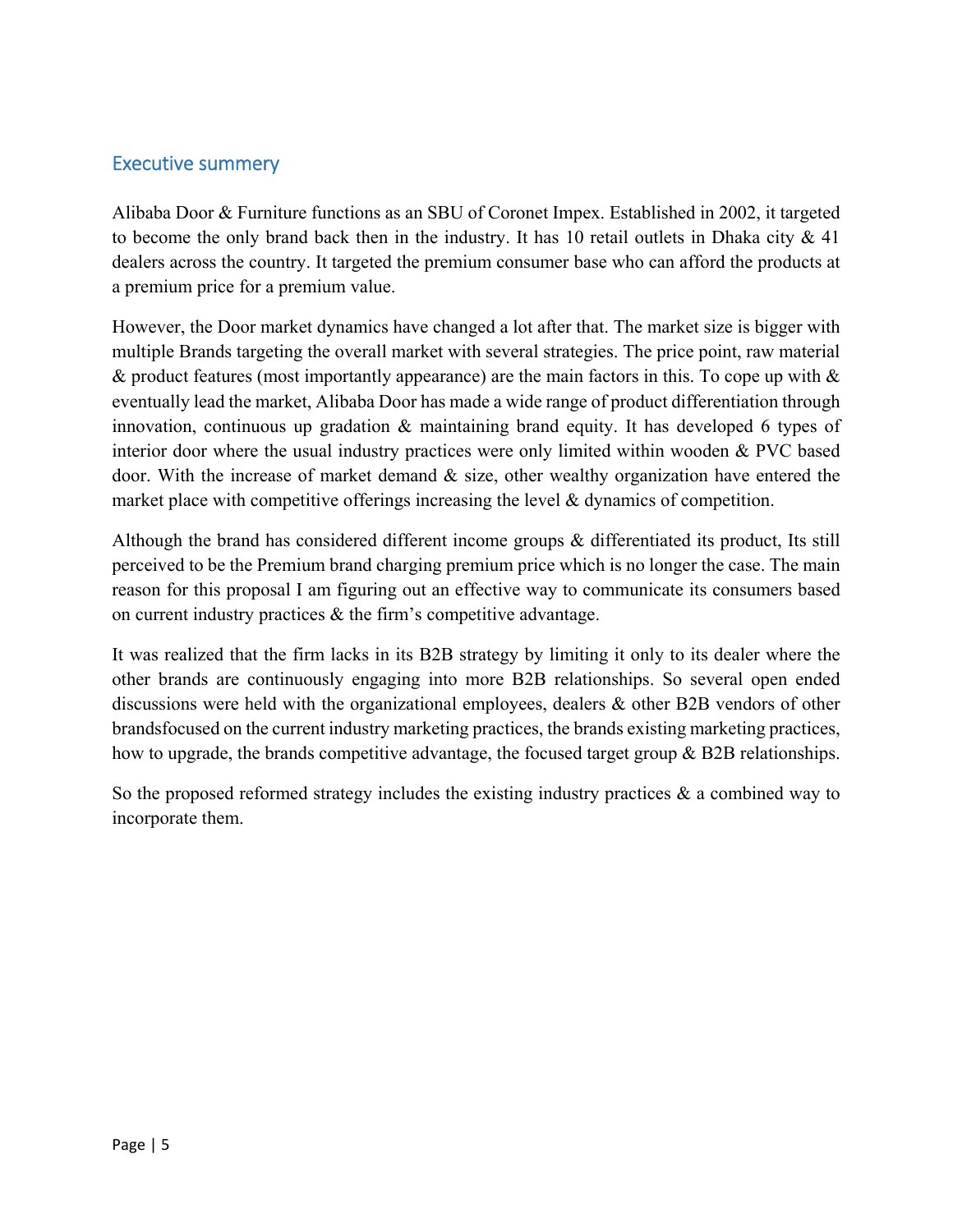## Executive summery

Alibaba Door & Furniture functions as an SBU of Coronet Impex. Established in 2002, it targeted to become the only brand back then in the industry. It has 10 retail outlets in Dhaka city & 41 dealers across the country. It targeted the premium consumer base who can afford the products at a premium price for a premium value.

However, the Door market dynamics have changed a lot after that. The market size is bigger with multiple Brands targeting the overall market with several strategies. The price point, raw material & product features (most importantly appearance) are the main factors in this. To cope up with & eventually lead the market, Alibaba Door has made a wide range of product differentiation through innovation, continuous up gradation & maintaining brand equity. It has developed 6 types of interior door where the usual industry practices were only limited within wooden & PVC based door. With the increase of market demand & size, other wealthy organization have entered the market place with competitive offerings increasing the level & dynamics of competition.

Although the brand has considered different income groups & differentiated its product, Its still perceived to be the Premium brand charging premium price which is no longer the case. The main reason for this proposal I am figuring out an effective way to communicate its consumers based on current industry practices & the firm's competitive advantage.

It was realized that the firm lacks in its B2B strategy by limiting it only to its dealer where the other brands are continuously engaging into more B2B relationships. So several open ended discussions were held with the organizational employees, dealers & other B2B vendors of other brandsfocused on the current industry marketing practices, the brands existing marketing practices, how to upgrade, the brands competitive advantage, the focused target group & B2B relationships.

So the proposed reformed strategy includes the existing industry practices & a combined way to incorporate them.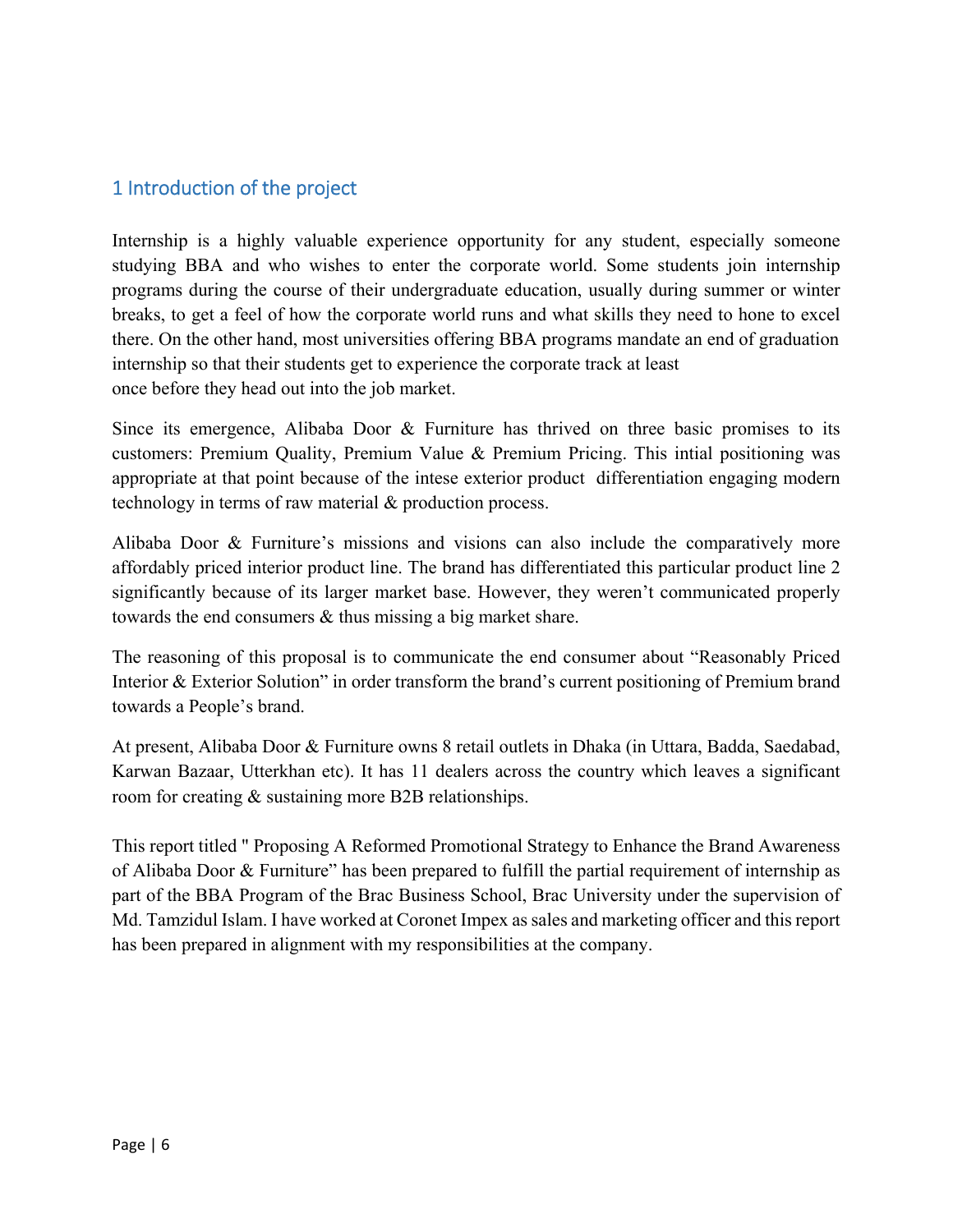# 1 Introduction of the project

Internship is a highly valuable experience opportunity for any student, especially someone studying BBA and who wishes to enter the corporate world. Some students join internship programs during the course of their undergraduate education, usually during summer or winter breaks, to get a feel of how the corporate world runs and what skills they need to hone to excel there. On the other hand, most universities offering BBA programs mandate an end of graduation internship so that their students get to experience the corporate track at least once before they head out into the job market.

Since its emergence, Alibaba Door & Furniture has thrived on three basic promises to its customers: Premium Quality, Premium Value & Premium Pricing. This intial positioning was appropriate at that point because of the intese exterior product differentiation engaging modern technology in terms of raw material & production process.

Alibaba Door & Furniture's missions and visions can also include the comparatively more affordably priced interior product line. The brand has differentiated this particular product line 2 significantly because of its larger market base. However, they weren't communicated properly towards the end consumers & thus missing a big market share.

The reasoning of this proposal is to communicate the end consumer about "Reasonably Priced Interior & Exterior Solution" in order transform the brand's current positioning of Premium brand towards a People's brand.

At present, Alibaba Door & Furniture owns 8 retail outlets in Dhaka (in Uttara, Badda, Saedabad, Karwan Bazaar, Utterkhan etc). It has 11 dealers across the country which leaves a significant room for creating & sustaining more B2B relationships.

This report titled " Proposing A Reformed Promotional Strategy to Enhance the Brand Awareness of Alibaba Door & Furniture" has been prepared to fulfill the partial requirement of internship as part of the BBA Program of the Brac Business School, Brac University under the supervision of Md. Tamzidul Islam. I have worked at Coronet Impex as sales and marketing officer and this report has been prepared in alignment with my responsibilities at the company.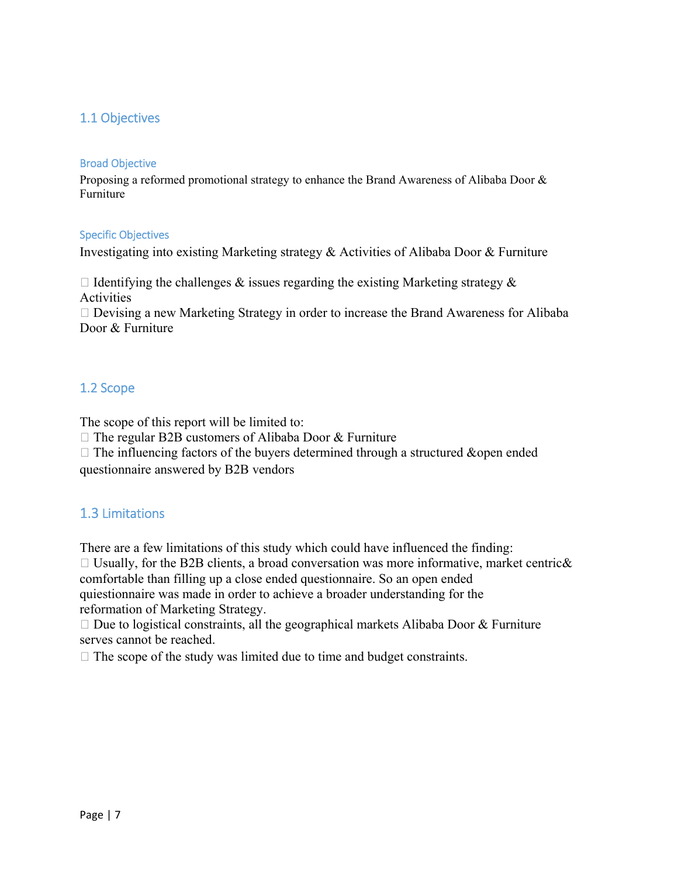## 1.1 Objectives

### Broad Objective

Proposing a reformed promotional strategy to enhance the Brand Awareness of Alibaba Door & Furniture

### Specific Objectives

Investigating into existing Marketing strategy & Activities of Alibaba Door & Furniture

- Identifying the challenges & issues regarding the existing Marketing strategy & Activities
- Devising a new Marketing Strategy in order to increase the Brand Awareness for Alibaba Door & Furniture

## 1.2 Scope

The scope of this report will be limited to:

- The regular B2B customers of Alibaba Door & Furniture
- The influencing factors of the buyers determined through a structured &open ended questionnaire answered by B2B vendors

## 1.3 Limitations

There are a few limitations of this study which could have influenced the finding:

- Usually, for the B2B clients, a broad conversation was more informative, market centric& comfortable than filling up a close ended questionnaire. So an open ended quiestionnaire was made in order to achieve a broader understanding for the reformation of Marketing Strategy.
- Due to logistical constraints, all the geographical markets Alibaba Door & Furniture serves cannot be reached.
- The scope of the study was limited due to time and budget constraints.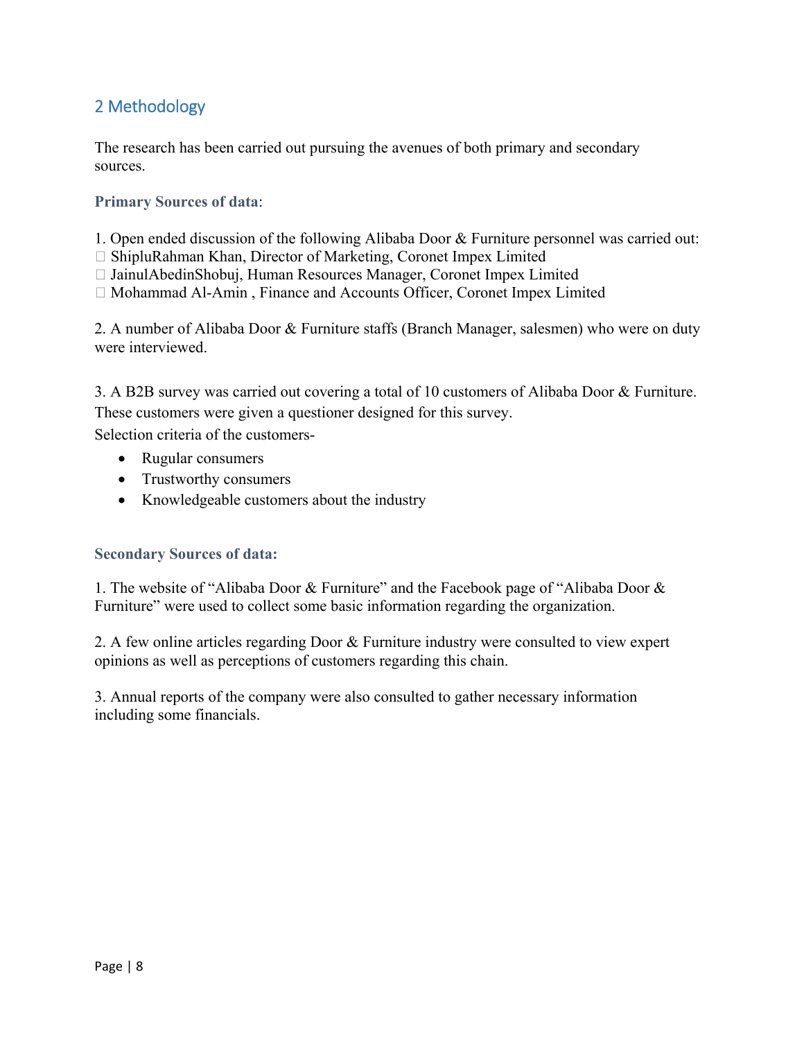## 2 Methodology

The research has been carried out pursuing the avenues of both primary and secondary sources.

**Primary Sources of data**:

1. Open ended discussion of the following Alibaba Door & Furniture personnel was carried out:
- ShipluRahman Khan, Director of Marketing, Coronet Impex Limited
- JainulAbedinShobuj, Human Resources Manager, Coronet Impex Limited
- Mohammad Al-Amin , Finance and Accounts Officer, Coronet Impex Limited

2. A number of Alibaba Door & Furniture staffs (Branch Manager, salesmen) who were on duty were interviewed.

3. A B2B survey was carried out covering a total of 10 customers of Alibaba Door & Furniture. These customers were given a questioner designed for this survey.
Selection criteria of the customers-

- Rugular consumers
- Trustworthy consumers
- Knowledgeable customers about the industry

**Secondary Sources of data:**

1. The website of "Alibaba Door & Furniture" and the Facebook page of "Alibaba Door & Furniture" were used to collect some basic information regarding the organization.

2. A few online articles regarding Door & Furniture industry were consulted to view expert opinions as well as perceptions of customers regarding this chain.

3. Annual reports of the company were also consulted to gather necessary information including some financials.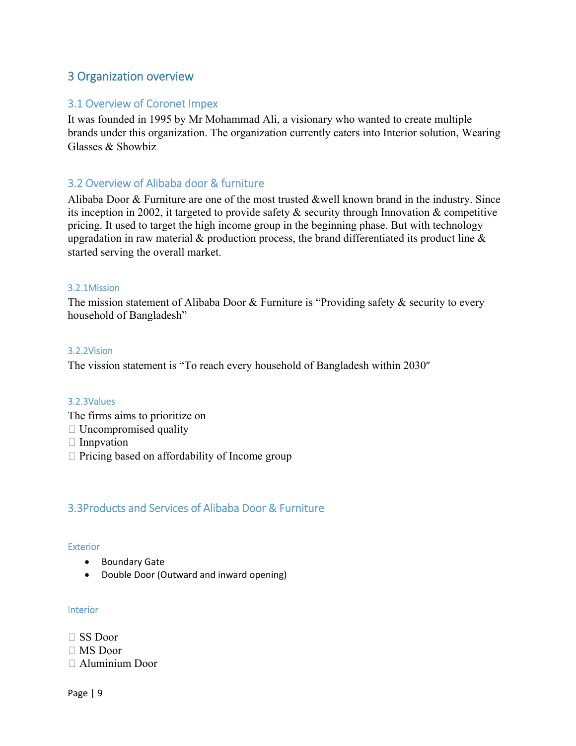# 3 Organization overview

## 3.1 Overview of Coronet Impex

It was founded in 1995 by Mr Mohammad Ali, a visionary who wanted to create multiple brands under this organization. The organization currently caters into Interior solution, Wearing Glasses & Showbiz

## 3.2 Overview of Alibaba door & furniture

Alibaba Door & Furniture are one of the most trusted &well known brand in the industry. Since its inception in 2002, it targeted to provide safety & security through Innovation & competitive pricing. It used to target the high income group in the beginning phase. But with technology upgradation in raw material & production process, the brand differentiated its product line & started serving the overall market.

### 3.2.1Mission

The mission statement of Alibaba Door & Furniture is "Providing safety & security to every household of Bangladesh"

### 3.2.2Vision

The vission statement is "To reach every household of Bangladesh within 2030″

### 3.2.3Values

The firms aims to prioritize on

- Uncompromised quality
- Innpvation
- Pricing based on affordability of Income group

## 3.3Products and Services of Alibaba Door & Furniture

### Exterior

- Boundary Gate
- Double Door (Outward and inward opening)

### Interior

- SS Door
- MS Door
- Aluminium Door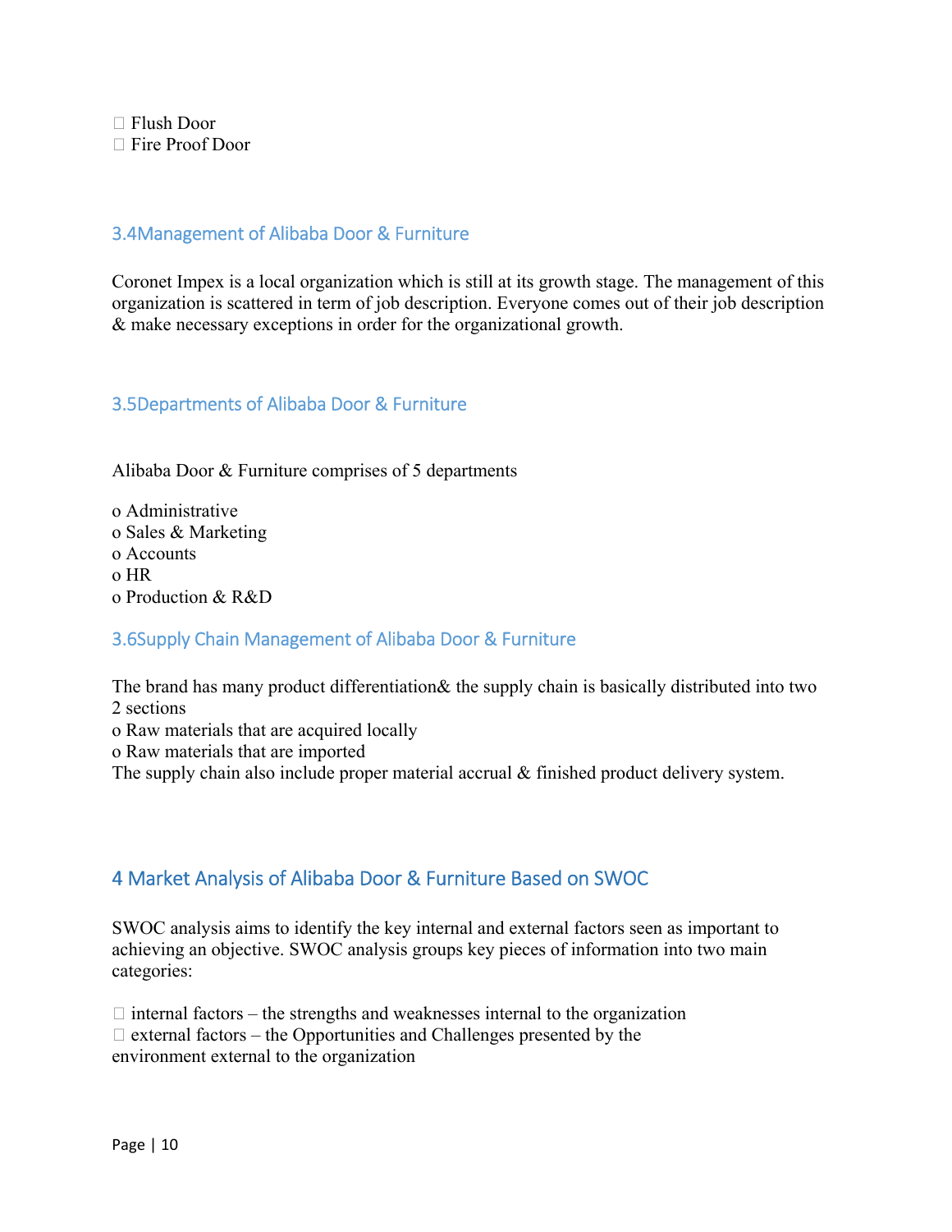- Flush Door
- Fire Proof Door

### 3.4Management of Alibaba Door & Furniture

Coronet Impex is a local organization which is still at its growth stage. The management of this organization is scattered in term of job description. Everyone comes out of their job description & make necessary exceptions in order for the organizational growth.

### 3.5Departments of Alibaba Door & Furniture

Alibaba Door & Furniture comprises of 5 departments

- Administrative
- Sales & Marketing
- Accounts
- HR
- Production & R&D

### 3.6Supply Chain Management of Alibaba Door & Furniture

The brand has many product differentiation& the supply chain is basically distributed into two 2 sections

- Raw materials that are acquired locally
- Raw materials that are imported

The supply chain also include proper material accrual & finished product delivery system.

## 4 Market Analysis of Alibaba Door & Furniture Based on SWOC

SWOC analysis aims to identify the key internal and external factors seen as important to achieving an objective. SWOC analysis groups key pieces of information into two main categories:

- internal factors – the strengths and weaknesses internal to the organization
- external factors – the Opportunities and Challenges presented by the environment external to the organization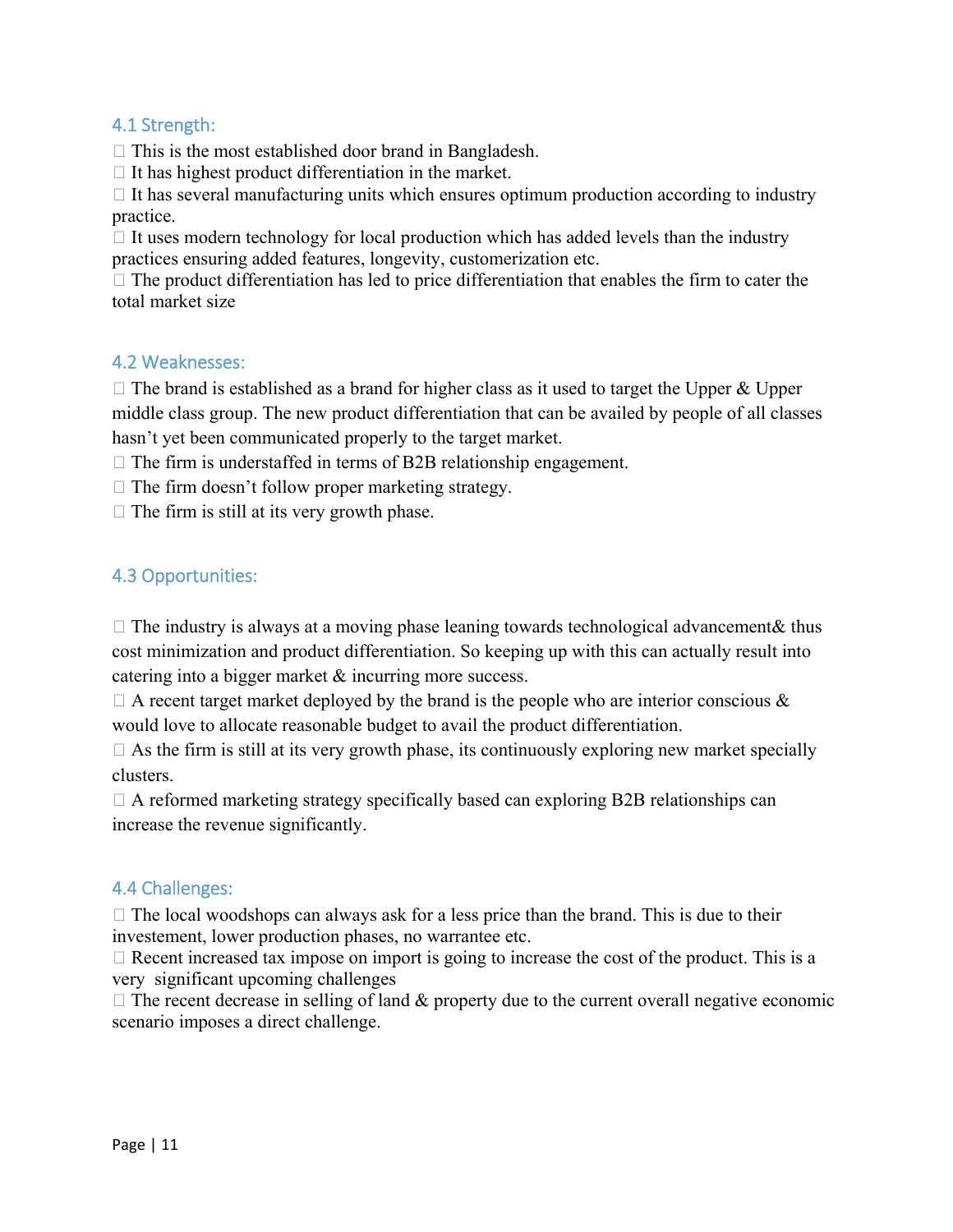## 4.1 Strength:

- This is the most established door brand in Bangladesh.
- It has highest product differentiation in the market.
- It has several manufacturing units which ensures optimum production according to industry practice.
- It uses modern technology for local production which has added levels than the industry practices ensuring added features, longevity, customerization etc.
- The product differentiation has led to price differentiation that enables the firm to cater the total market size

## 4.2 Weaknesses:

- The brand is established as a brand for higher class as it used to target the Upper & Upper middle class group. The new product differentiation that can be availed by people of all classes hasn't yet been communicated properly to the target market.
- The firm is understaffed in terms of B2B relationship engagement.
- The firm doesn't follow proper marketing strategy.
- The firm is still at its very growth phase.

## 4.3 Opportunities:

- The industry is always at a moving phase leaning towards technological advancement& thus cost minimization and product differentiation. So keeping up with this can actually result into catering into a bigger market & incurring more success.
- A recent target market deployed by the brand is the people who are interior conscious & would love to allocate reasonable budget to avail the product differentiation.
- As the firm is still at its very growth phase, its continuously exploring new market specially clusters.
- A reformed marketing strategy specifically based can exploring B2B relationships can increase the revenue significantly.

## 4.4 Challenges:

- The local woodshops can always ask for a less price than the brand. This is due to their investement, lower production phases, no warrantee etc.
- Recent increased tax impose on import is going to increase the cost of the product. This is a very significant upcoming challenges
- The recent decrease in selling of land & property due to the current overall negative economic scenario imposes a direct challenge.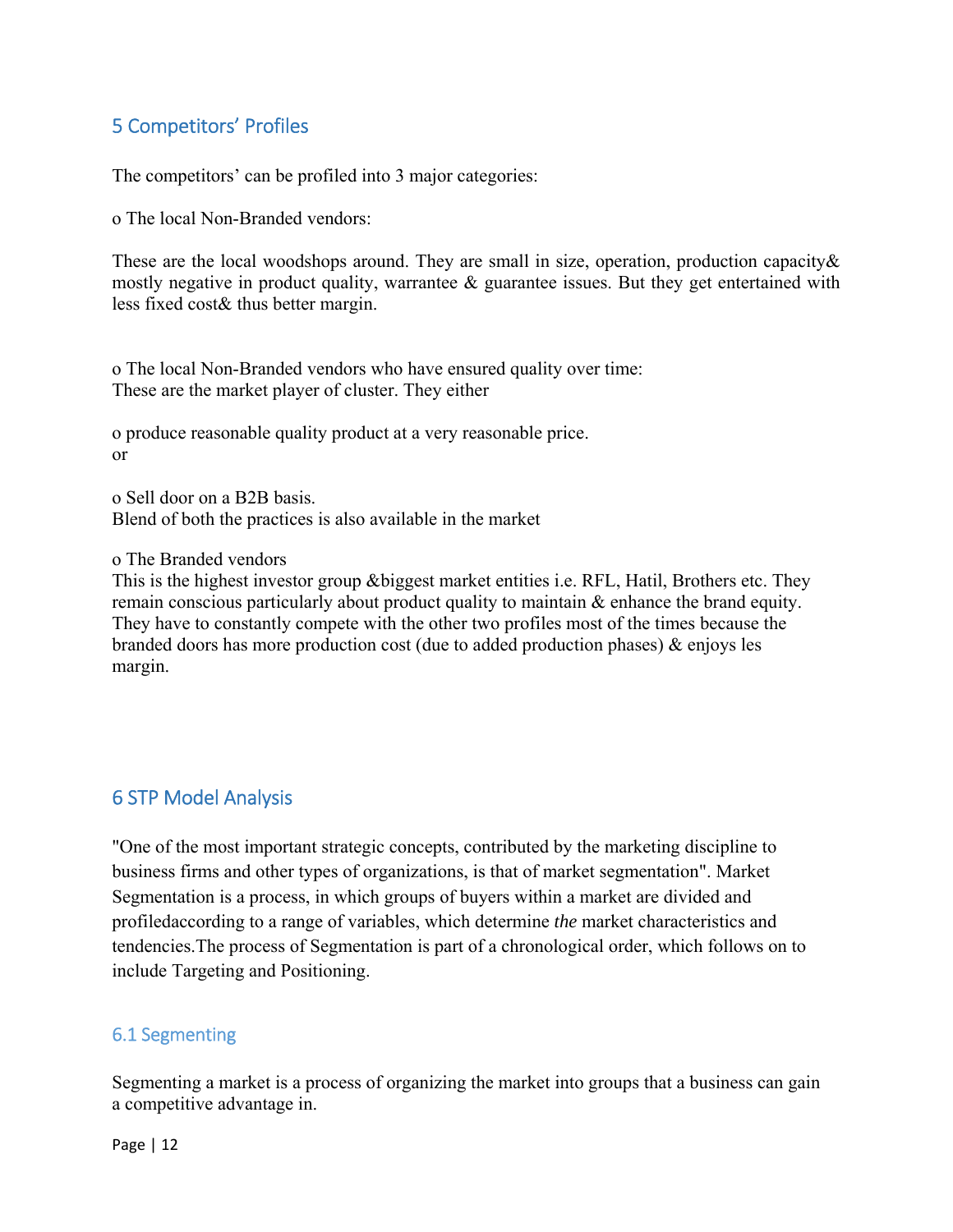## 5 Competitors' Profiles

The competitors' can be profiled into 3 major categories:

o The local Non-Branded vendors:

These are the local woodshops around. They are small in size, operation, production capacity& mostly negative in product quality, warrantee & guarantee issues. But they get entertained with less fixed cost& thus better margin.

o The local Non-Branded vendors who have ensured quality over time:
These are the market player of cluster. They either

o produce reasonable quality product at a very reasonable price.
or

o Sell door on a B2B basis.
Blend of both the practices is also available in the market

o The Branded vendors
This is the highest investor group &biggest market entities i.e. RFL, Hatil, Brothers etc. They remain conscious particularly about product quality to maintain & enhance the brand equity. They have to constantly compete with the other two profiles most of the times because the branded doors has more production cost (due to added production phases) & enjoys les margin.

## 6 STP Model Analysis

"One of the most important strategic concepts, contributed by the marketing discipline to business firms and other types of organizations, is that of market segmentation". Market Segmentation is a process, in which groups of buyers within a market are divided and profiledaccording to a range of variables, which determine *the* market characteristics and tendencies.The process of Segmentation is part of a chronological order, which follows on to include Targeting and Positioning.

### 6.1 Segmenting

Segmenting a market is a process of organizing the market into groups that a business can gain a competitive advantage in.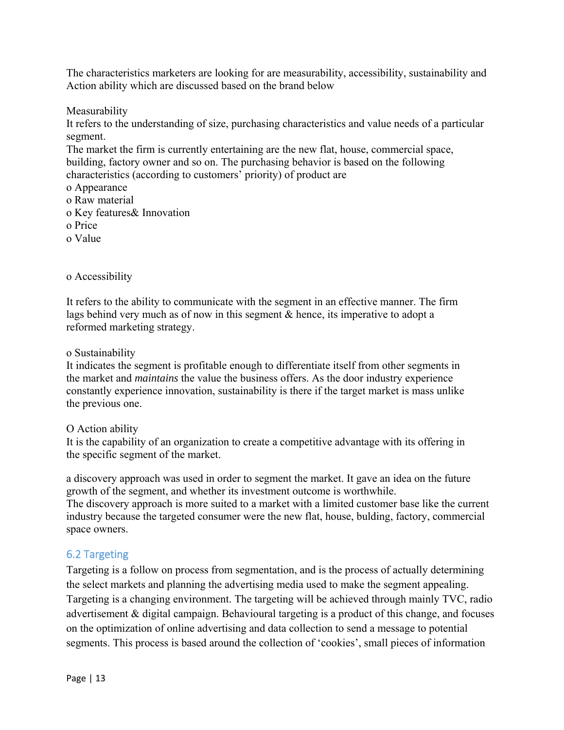The characteristics marketers are looking for are measurability, accessibility, sustainability and Action ability which are discussed based on the brand below

Measurability

It refers to the understanding of size, purchasing characteristics and value needs of a particular segment.

The market the firm is currently entertaining are the new flat, house, commercial space, building, factory owner and so on. The purchasing behavior is based on the following characteristics (according to customers' priority) of product are

- Appearance
- Raw material
- Key features& Innovation
- Price
- Value

- Accessibility

It refers to the ability to communicate with the segment in an effective manner. The firm lags behind very much as of now in this segment & hence, its imperative to adopt a reformed marketing strategy.

- Sustainability

It indicates the segment is profitable enough to differentiate itself from other segments in the market and *maintains* the value the business offers. As the door industry experience constantly experience innovation, sustainability is there if the target market is mass unlike the previous one.

O Action ability

It is the capability of an organization to create a competitive advantage with its offering in the specific segment of the market.

a discovery approach was used in order to segment the market. It gave an idea on the future growth of the segment, and whether its investment outcome is worthwhile.

The discovery approach is more suited to a market with a limited customer base like the current industry because the targeted consumer were the new flat, house, bulding, factory, commercial space owners.

## 6.2 Targeting

Targeting is a follow on process from segmentation, and is the process of actually determining the select markets and planning the advertising media used to make the segment appealing. Targeting is a changing environment. The targeting will be achieved through mainly TVC, radio advertisement & digital campaign. Behavioural targeting is a product of this change, and focuses on the optimization of online advertising and data collection to send a message to potential segments. This process is based around the collection of 'cookies', small pieces of information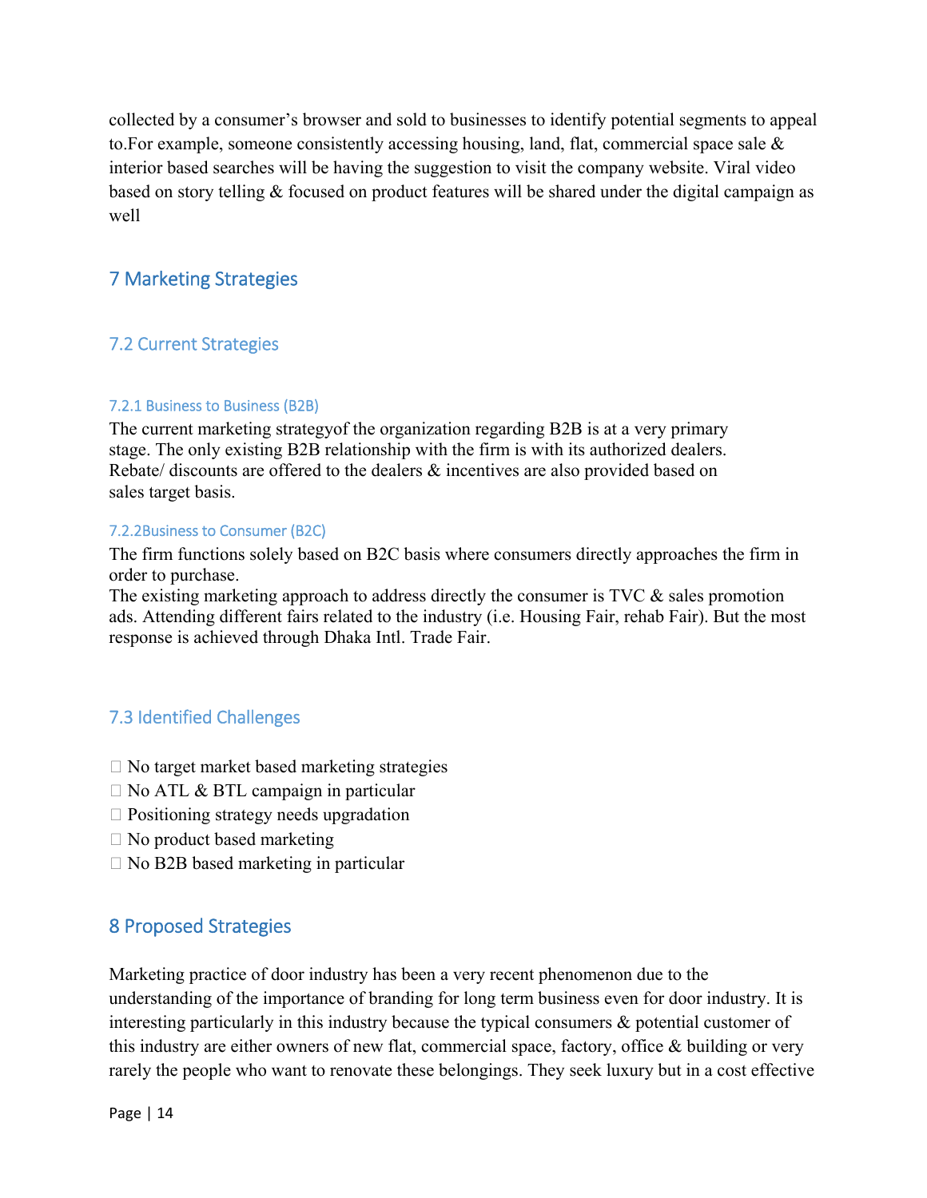collected by a consumer's browser and sold to businesses to identify potential segments to appeal to.For example, someone consistently accessing housing, land, flat, commercial space sale & interior based searches will be having the suggestion to visit the company website. Viral video based on story telling & focused on product features will be shared under the digital campaign as well

# 7 Marketing Strategies

## 7.2 Current Strategies

### 7.2.1 Business to Business (B2B)

The current marketing strategyof the organization regarding B2B is at a very primary stage. The only existing B2B relationship with the firm is with its authorized dealers. Rebate/ discounts are offered to the dealers & incentives are also provided based on sales target basis.

### 7.2.2Business to Consumer (B2C)

The firm functions solely based on B2C basis where consumers directly approaches the firm in order to purchase.
The existing marketing approach to address directly the consumer is TVC & sales promotion ads. Attending different fairs related to the industry (i.e. Housing Fair, rehab Fair). But the most response is achieved through Dhaka Intl. Trade Fair.

## 7.3 Identified Challenges

- No target market based marketing strategies
- No ATL & BTL campaign in particular
- Positioning strategy needs upgradation
- No product based marketing
- No B2B based marketing in particular

# 8 Proposed Strategies

Marketing practice of door industry has been a very recent phenomenon due to the understanding of the importance of branding for long term business even for door industry. It is interesting particularly in this industry because the typical consumers & potential customer of this industry are either owners of new flat, commercial space, factory, office & building or very rarely the people who want to renovate these belongings. They seek luxury but in a cost effective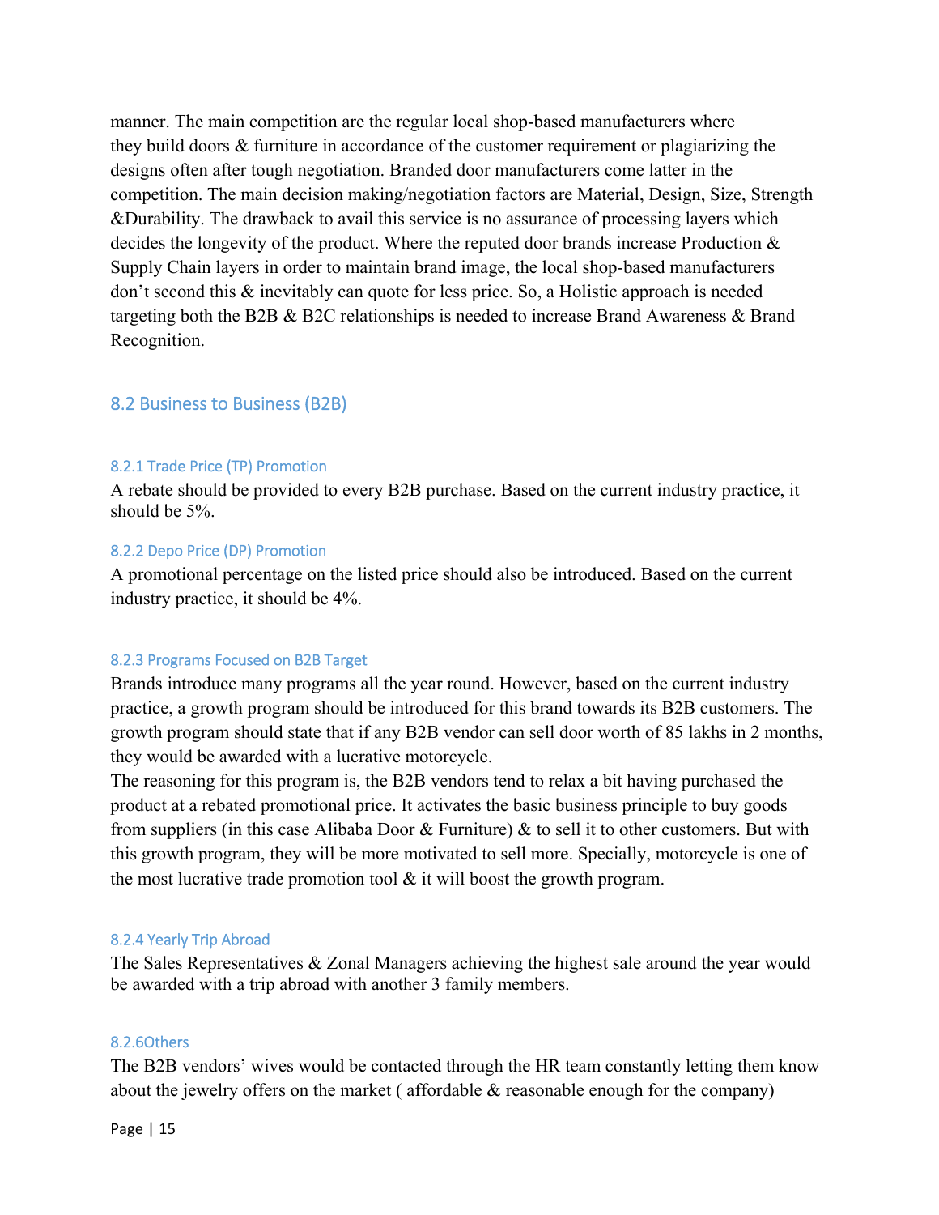manner. The main competition are the regular local shop-based manufacturers where they build doors & furniture in accordance of the customer requirement or plagiarizing the designs often after tough negotiation. Branded door manufacturers come latter in the competition. The main decision making/negotiation factors are Material, Design, Size, Strength &Durability. The drawback to avail this service is no assurance of processing layers which decides the longevity of the product. Where the reputed door brands increase Production & Supply Chain layers in order to maintain brand image, the local shop-based manufacturers don't second this & inevitably can quote for less price. So, a Holistic approach is needed targeting both the B2B & B2C relationships is needed to increase Brand Awareness & Brand Recognition.

## 8.2 Business to Business (B2B)

### 8.2.1 Trade Price (TP) Promotion

A rebate should be provided to every B2B purchase. Based on the current industry practice, it should be 5%.

### 8.2.2 Depo Price (DP) Promotion

A promotional percentage on the listed price should also be introduced. Based on the current industry practice, it should be 4%.

### 8.2.3 Programs Focused on B2B Target

Brands introduce many programs all the year round. However, based on the current industry practice, a growth program should be introduced for this brand towards its B2B customers. The growth program should state that if any B2B vendor can sell door worth of 85 lakhs in 2 months, they would be awarded with a lucrative motorcycle.

The reasoning for this program is, the B2B vendors tend to relax a bit having purchased the product at a rebated promotional price. It activates the basic business principle to buy goods from suppliers (in this case Alibaba Door & Furniture) & to sell it to other customers. But with this growth program, they will be more motivated to sell more. Specially, motorcycle is one of the most lucrative trade promotion tool & it will boost the growth program.

### 8.2.4 Yearly Trip Abroad

The Sales Representatives & Zonal Managers achieving the highest sale around the year would be awarded with a trip abroad with another 3 family members.

### 8.2.6Others

The B2B vendors' wives would be contacted through the HR team constantly letting them know about the jewelry offers on the market ( affordable & reasonable enough for the company)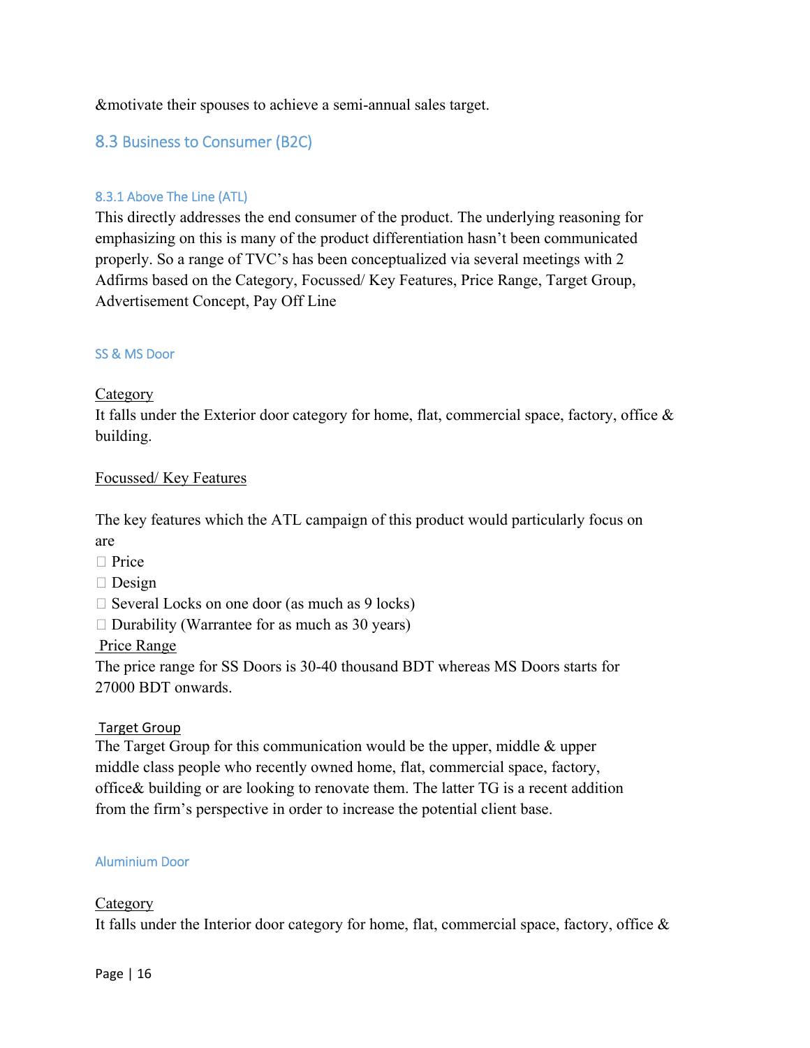&motivate their spouses to achieve a semi-annual sales target.

## 8.3 Business to Consumer (B2C)

### 8.3.1 Above The Line (ATL)

This directly addresses the end consumer of the product. The underlying reasoning for emphasizing on this is many of the product differentiation hasn't been communicated properly. So a range of TVC's has been conceptualized via several meetings with 2 Adfirms based on the Category, Focussed/ Key Features, Price Range, Target Group, Advertisement Concept, Pay Off Line

#### SS & MS Door

<u>Category</u>
It falls under the Exterior door category for home, flat, commercial space, factory, office & building.

<u>Focussed/ Key Features</u>

The key features which the ATL campaign of this product would particularly focus on are

- Price
- Design
- Several Locks on one door (as much as 9 locks)
- Durability (Warrantee for as much as 30 years)

<u>Price Range</u>
The price range for SS Doors is 30-40 thousand BDT whereas MS Doors starts for 27000 BDT onwards.

<u>Target Group</u>
The Target Group for this communication would be the upper, middle & upper middle class people who recently owned home, flat, commercial space, factory, office& building or are looking to renovate them. The latter TG is a recent addition from the firm's perspective in order to increase the potential client base.

#### Aluminium Door

<u>Category</u>
It falls under the Interior door category for home, flat, commercial space, factory, office &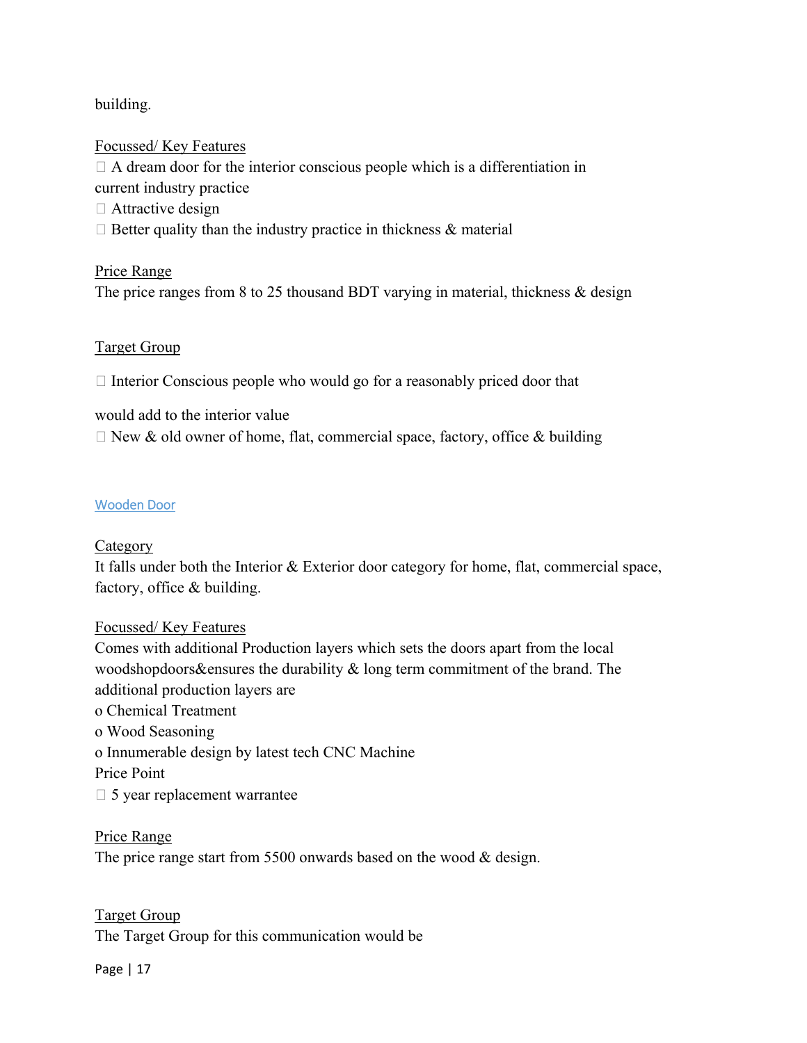building.

<u>Focussed/ Key Features</u>

- A dream door for the interior conscious people which is a differentiation in current industry practice
- Attractive design
- Better quality than the industry practice in thickness & material

<u>Price Range</u>

The price ranges from 8 to 25 thousand BDT varying in material, thickness & design

<u>Target Group</u>

- Interior Conscious people who would go for a reasonably priced door that would add to the interior value
- New & old owner of home, flat, commercial space, factory, office & building

## Wooden Door

<u>Category</u>

It falls under both the Interior & Exterior door category for home, flat, commercial space, factory, office & building.

<u>Focussed/ Key Features</u>

Comes with additional Production layers which sets the doors apart from the local woodshopdoors&ensures the durability & long term commitment of the brand. The additional production layers are

- o Chemical Treatment
- o Wood Seasoning
- o Innumerable design by latest tech CNC Machine

Price Point

- 5 year replacement warrantee

<u>Price Range</u>

The price range start from 5500 onwards based on the wood & design.

<u>Target Group</u>

The Target Group for this communication would be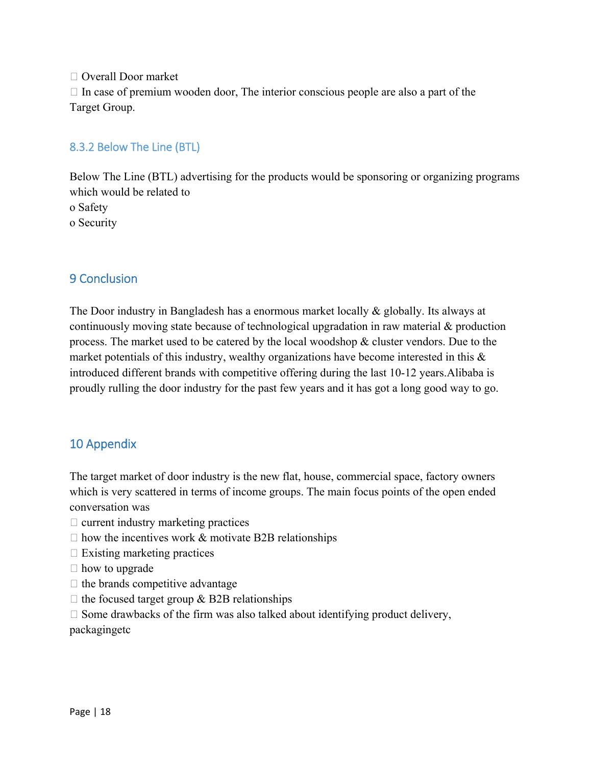- Overall Door market
- In case of premium wooden door, The interior conscious people are also a part of the Target Group.

### 8.3.2 Below The Line (BTL)

Below The Line (BTL) advertising for the products would be sponsoring or organizing programs which would be related to

- Safety
- Security

## 9 Conclusion

The Door industry in Bangladesh has a enormous market locally & globally. Its always at continuously moving state because of technological upgradation in raw material & production process. The market used to be catered by the local woodshop & cluster vendors. Due to the market potentials of this industry, wealthy organizations have become interested in this & introduced different brands with competitive offering during the last 10-12 years.Alibaba is proudly rulling the door industry for the past few years and it has got a long good way to go.

## 10 Appendix

The target market of door industry is the new flat, house, commercial space, factory owners which is very scattered in terms of income groups. The main focus points of the open ended conversation was

- current industry marketing practices
- how the incentives work & motivate B2B relationships
- Existing marketing practices
- how to upgrade
- the brands competitive advantage
- the focused target group & B2B relationships
- Some drawbacks of the firm was also talked about identifying product delivery, packagingetc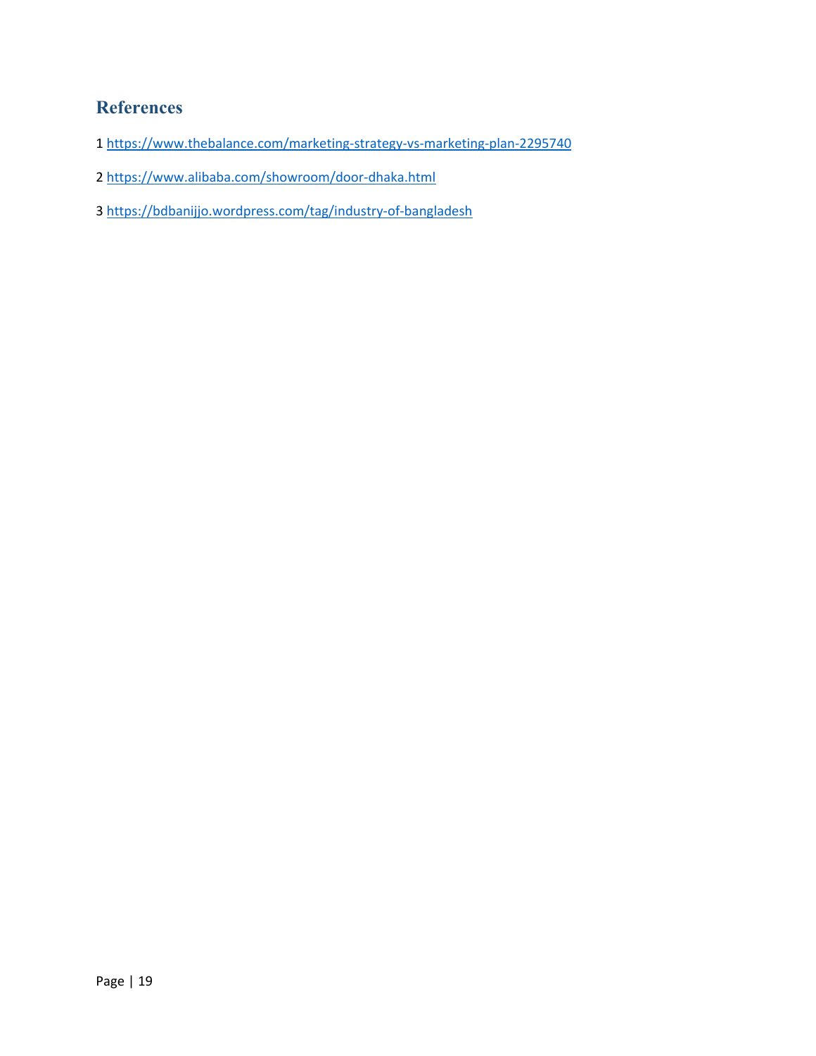## References

1 https://www.thebalance.com/marketing-strategy-vs-marketing-plan-2295740

2 https://www.alibaba.com/showroom/door-dhaka.html

3 https://bdbanijjo.wordpress.com/tag/industry-of-bangladesh